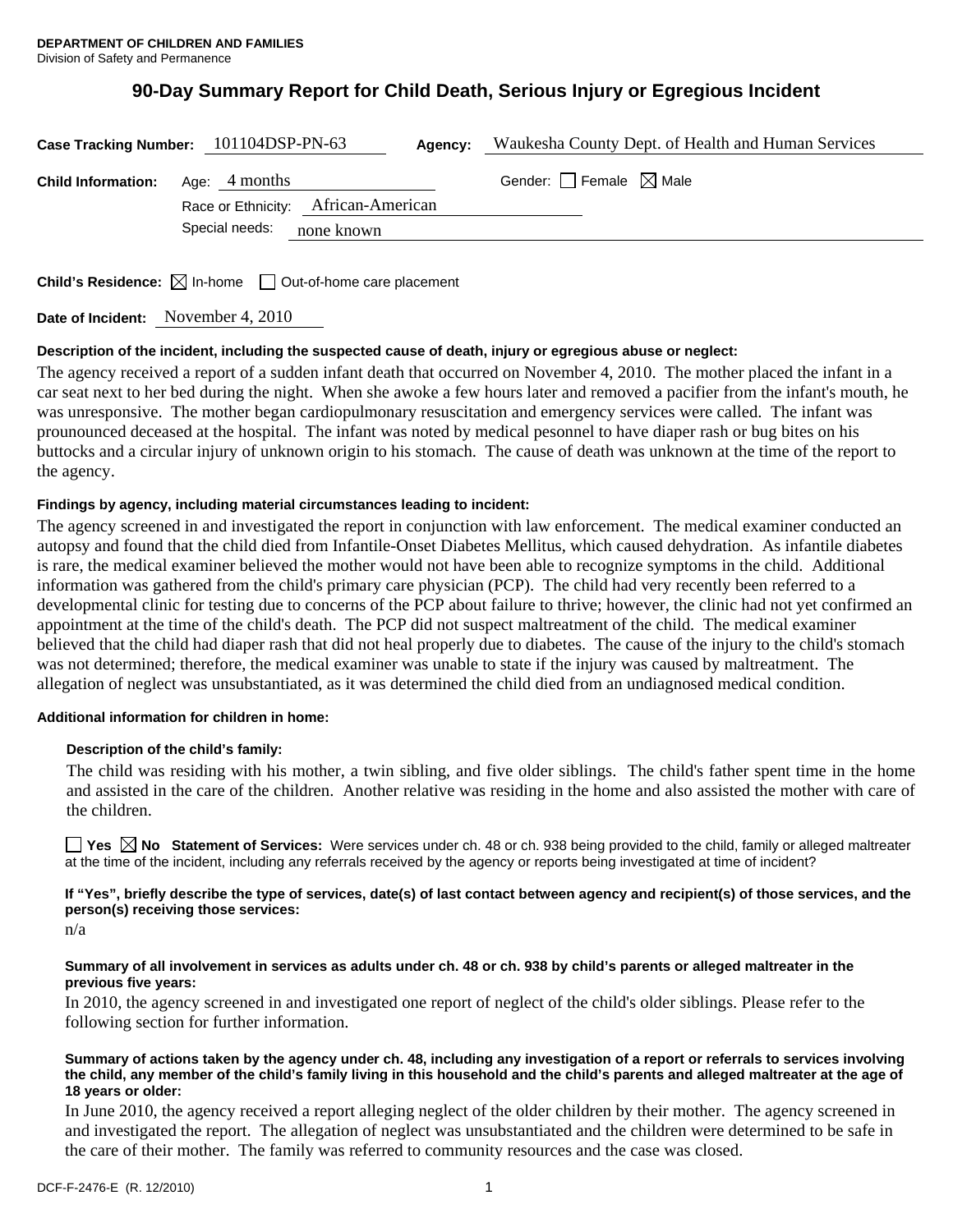**DEPARTMENT OF CHILDREN AND FAMILIES**
Division of Safety and Permanence

# 90-Day Summary Report for Child Death, Serious Injury or Egregious Incident

**Case Tracking Number:** 101104DSP-PN-63 **Agency:** Waukesha County Dept. of Health and Human Services

**Child Information:** Age: 4 months Gender: ☐ Female ☒ Male

Race or Ethnicity: African-American

Special needs: none known

**Child's Residence:** ☒ In-home ☐ Out-of-home care placement

**Date of Incident:** November 4, 2010

**Description of the incident, including the suspected cause of death, injury or egregious abuse or neglect:**

The agency received a report of a sudden infant death that occurred on November 4, 2010. The mother placed the infant in a car seat next to her bed during the night. When she awoke a few hours later and removed a pacifier from the infant's mouth, he was unresponsive. The mother began cardiopulmonary resuscitation and emergency services were called. The infant was prounounced deceased at the hospital. The infant was noted by medical pesonnel to have diaper rash or bug bites on his buttocks and a circular injury of unknown origin to his stomach. The cause of death was unknown at the time of the report to the agency.

**Findings by agency, including material circumstances leading to incident:**

The agency screened in and investigated the report in conjunction with law enforcement. The medical examiner conducted an autopsy and found that the child died from Infantile-Onset Diabetes Mellitus, which caused dehydration. As infantile diabetes is rare, the medical examiner believed the mother would not have been able to recognize symptoms in the child. Additional information was gathered from the child's primary care physician (PCP). The child had very recently been referred to a developmental clinic for testing due to concerns of the PCP about failure to thrive; however, the clinic had not yet confirmed an appointment at the time of the child's death. The PCP did not suspect maltreatment of the child. The medical examiner believed that the child had diaper rash that did not heal properly due to diabetes. The cause of the injury to the child's stomach was not determined; therefore, the medical examiner was unable to state if the injury was caused by maltreatment. The allegation of neglect was unsubstantiated, as it was determined the child died from an undiagnosed medical condition.

**Additional information for children in home:**

**Description of the child's family:**

The child was residing with his mother, a twin sibling, and five older siblings. The child's father spent time in the home and assisted in the care of the children. Another relative was residing in the home and also assisted the mother with care of the children.

☐ **Yes** ☒ **No** **Statement of Services:** Were services under ch. 48 or ch. 938 being provided to the child, family or alleged maltreater at the time of the incident, including any referrals received by the agency or reports being investigated at time of incident?

**If "Yes", briefly describe the type of services, date(s) of last contact between agency and recipient(s) of those services, and the person(s) receiving those services:**

n/a

**Summary of all involvement in services as adults under ch. 48 or ch. 938 by child's parents or alleged maltreater in the previous five years:**

In 2010, the agency screened in and investigated one report of neglect of the child's older siblings. Please refer to the following section for further information.

**Summary of actions taken by the agency under ch. 48, including any investigation of a report or referrals to services involving the child, any member of the child's family living in this household and the child's parents and alleged maltreater at the age of 18 years or older:**

In June 2010, the agency received a report alleging neglect of the older children by their mother. The agency screened in and investigated the report. The allegation of neglect was unsubstantiated and the children were determined to be safe in the care of their mother. The family was referred to community resources and the case was closed.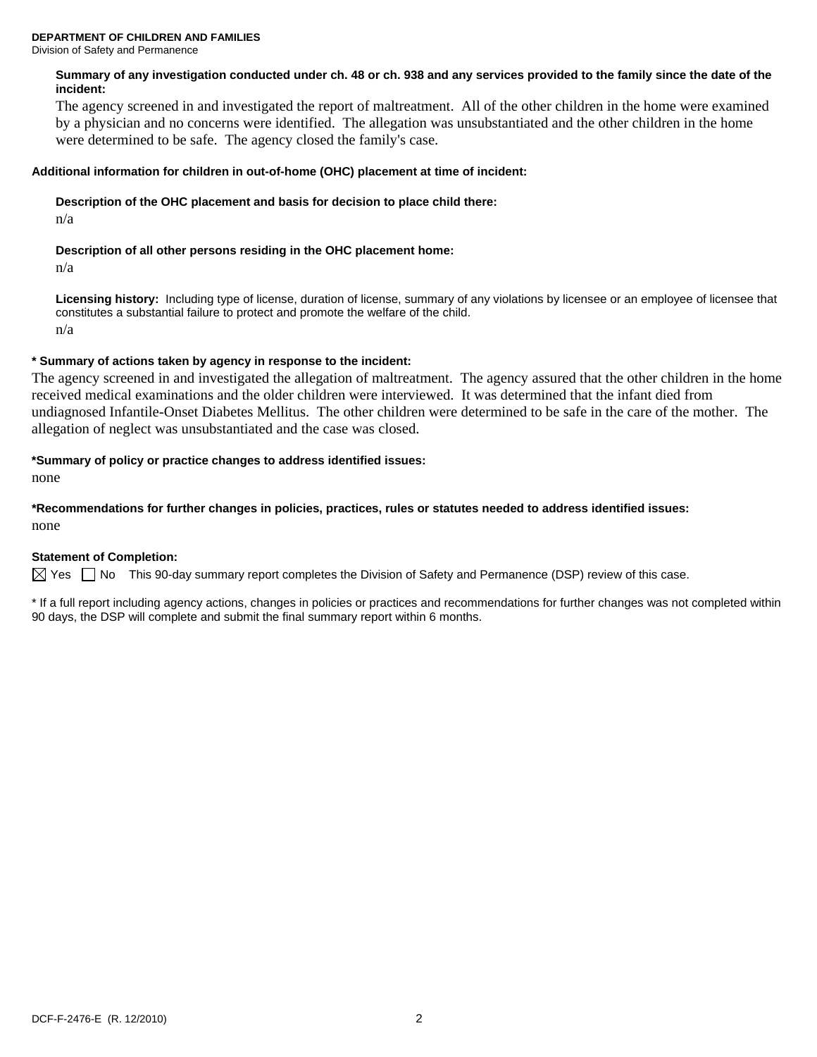**DEPARTMENT OF CHILDREN AND FAMILIES**
Division of Safety and Permanence

**Summary of any investigation conducted under ch. 48 or ch. 938 and any services provided to the family since the date of the incident:**

The agency screened in and investigated the report of maltreatment. All of the other children in the home were examined by a physician and no concerns were identified. The allegation was unsubstantiated and the other children in the home were determined to be safe. The agency closed the family's case.

**Additional information for children in out-of-home (OHC) placement at time of incident:**

**Description of the OHC placement and basis for decision to place child there:**

n/a

**Description of all other persons residing in the OHC placement home:**

n/a

**Licensing history:** Including type of license, duration of license, summary of any violations by licensee or an employee of licensee that constitutes a substantial failure to protect and promote the welfare of the child.

n/a

**\* Summary of actions taken by agency in response to the incident:**

The agency screened in and investigated the allegation of maltreatment. The agency assured that the other children in the home received medical examinations and the older children were interviewed. It was determined that the infant died from undiagnosed Infantile-Onset Diabetes Mellitus. The other children were determined to be safe in the care of the mother. The allegation of neglect was unsubstantiated and the case was closed.

**\*Summary of policy or practice changes to address identified issues:**

none

**\*Recommendations for further changes in policies, practices, rules or statutes needed to address identified issues:**

none

**Statement of Completion:**

☒ Yes ☐ No This 90-day summary report completes the Division of Safety and Permanence (DSP) review of this case.

\* If a full report including agency actions, changes in policies or practices and recommendations for further changes was not completed within 90 days, the DSP will complete and submit the final summary report within 6 months.

DCF-F-2476-E (R. 12/2010)